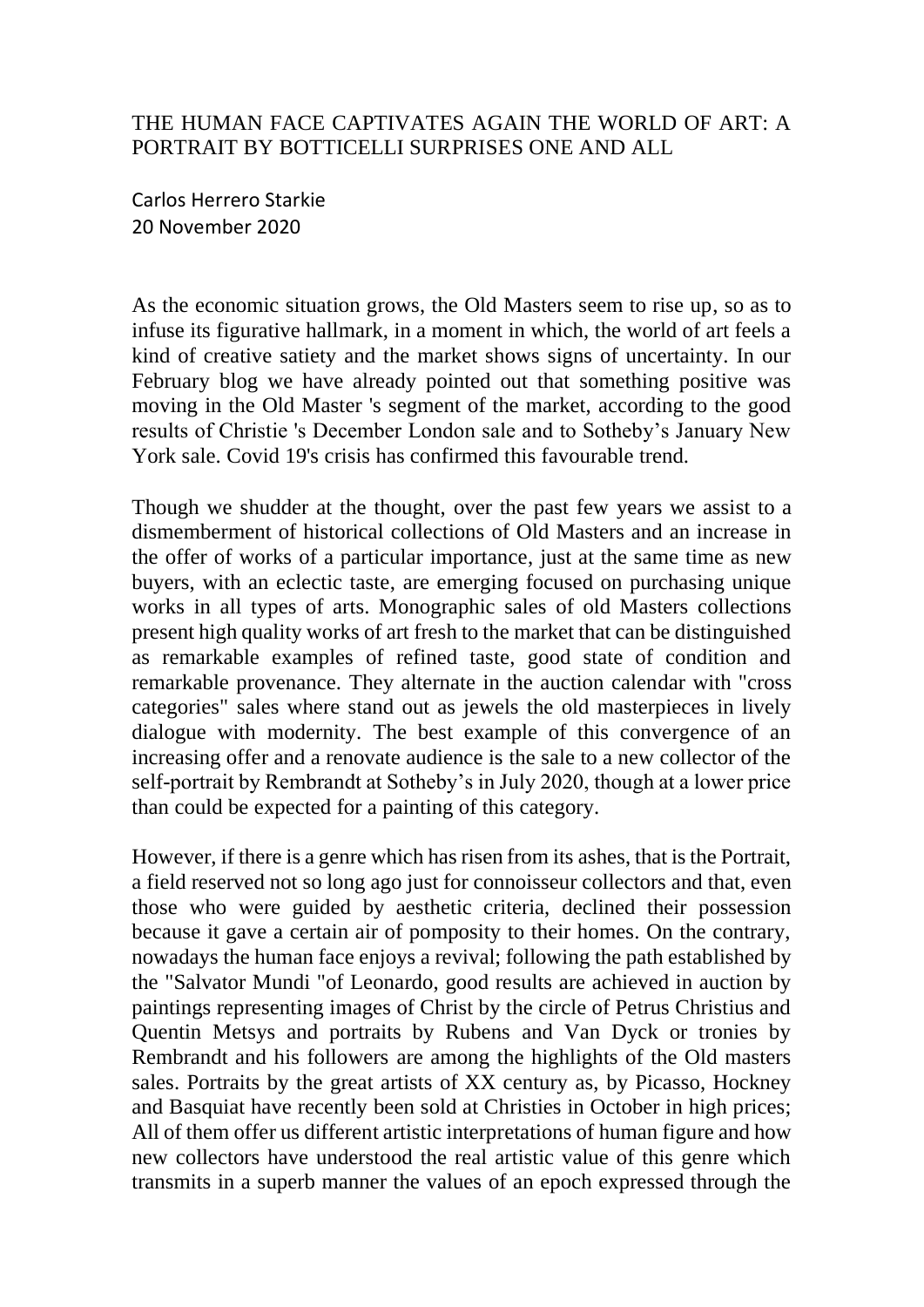# THE HUMAN FACE CAPTIVATES AGAIN THE WORLD OF ART: A PORTRAIT BY BOTTICELLI SURPRISES ONE AND ALL

Carlos Herrero Starkie
20 November 2020

As the economic situation grows, the Old Masters seem to rise up, so as to infuse its figurative hallmark, in a moment in which, the world of art feels a kind of creative satiety and the market shows signs of uncertainty. In our February blog we have already pointed out that something positive was moving in the Old Master 's segment of the market, according to the good results of Christie 's December London sale and to Sotheby's January New York sale. Covid 19's crisis has confirmed this favourable trend.

Though we shudder at the thought, over the past few years we assist to a dismemberment of historical collections of Old Masters and an increase in the offer of works of a particular importance, just at the same time as new buyers, with an eclectic taste, are emerging focused on purchasing unique works in all types of arts. Monographic sales of old Masters collections present high quality works of art fresh to the market that can be distinguished as remarkable examples of refined taste, good state of condition and remarkable provenance. They alternate in the auction calendar with "cross categories" sales where stand out as jewels the old masterpieces in lively dialogue with modernity. The best example of this convergence of an increasing offer and a renovate audience is the sale to a new collector of the self-portrait by Rembrandt at Sotheby's in July 2020, though at a lower price than could be expected for a painting of this category.

However, if there is a genre which has risen from its ashes, that is the Portrait, a field reserved not so long ago just for connoisseur collectors and that, even those who were guided by aesthetic criteria, declined their possession because it gave a certain air of pomposity to their homes. On the contrary, nowadays the human face enjoys a revival; following the path established by the "Salvator Mundi "of Leonardo, good results are achieved in auction by paintings representing images of Christ by the circle of Petrus Christius and Quentin Metsys and portraits by Rubens and Van Dyck or tronies by Rembrandt and his followers are among the highlights of the Old masters sales. Portraits by the great artists of XX century as, by Picasso, Hockney and Basquiat have recently been sold at Christies in October in high prices; All of them offer us different artistic interpretations of human figure and how new collectors have understood the real artistic value of this genre which transmits in a superb manner the values of an epoch expressed through the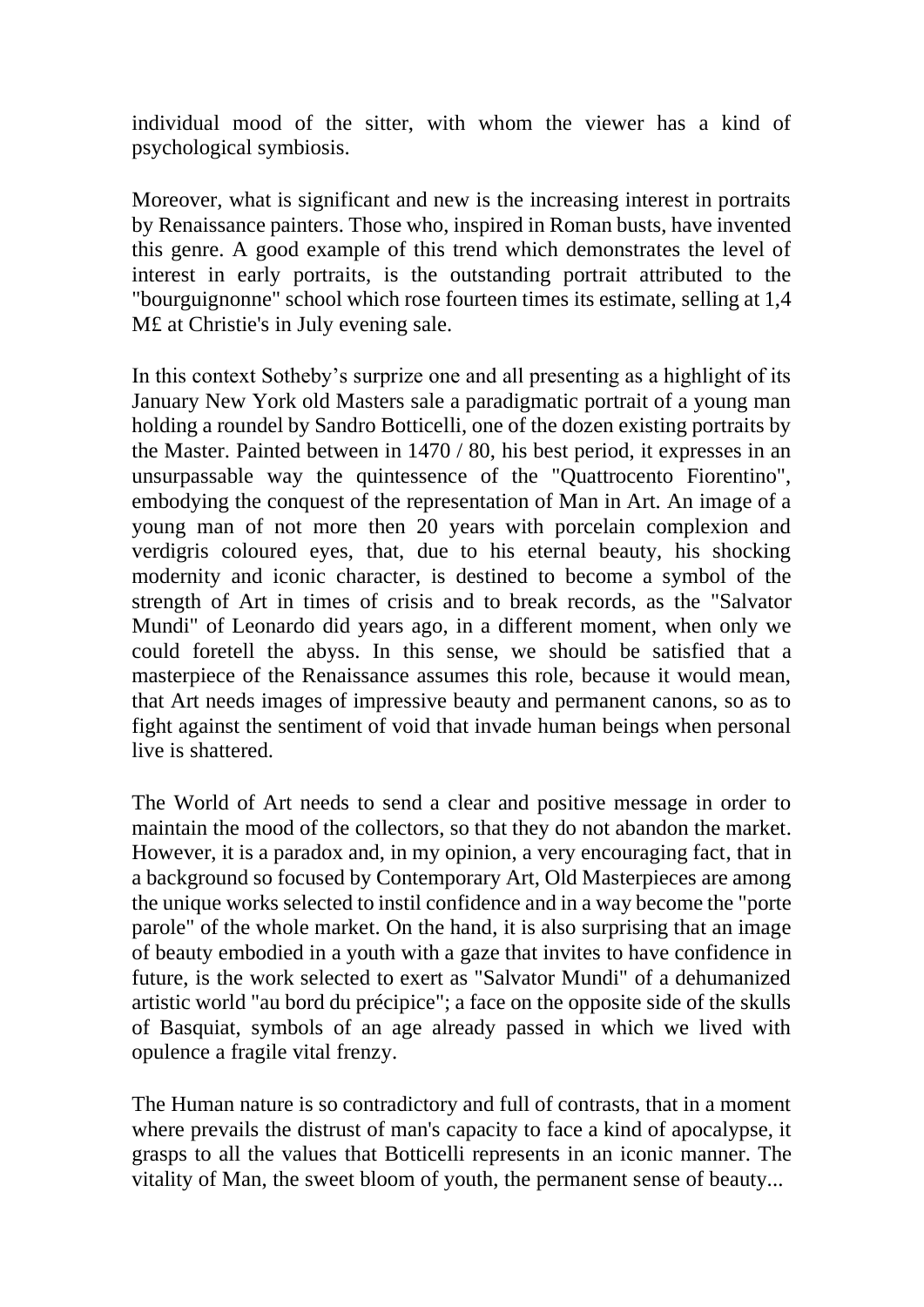individual mood of the sitter, with whom the viewer has a kind of psychological symbiosis.

Moreover, what is significant and new is the increasing interest in portraits by Renaissance painters. Those who, inspired in Roman busts, have invented this genre. A good example of this trend which demonstrates the level of interest in early portraits, is the outstanding portrait attributed to the "bourguignonne" school which rose fourteen times its estimate, selling at 1,4 M£ at Christie's in July evening sale.

In this context Sotheby's surprize one and all presenting as a highlight of its January New York old Masters sale a paradigmatic portrait of a young man holding a roundel by Sandro Botticelli, one of the dozen existing portraits by the Master. Painted between in 1470 / 80, his best period, it expresses in an unsurpassable way the quintessence of the "Quattrocento Fiorentino", embodying the conquest of the representation of Man in Art. An image of a young man of not more then 20 years with porcelain complexion and verdigris coloured eyes, that, due to his eternal beauty, his shocking modernity and iconic character, is destined to become a symbol of the strength of Art in times of crisis and to break records, as the "Salvator Mundi" of Leonardo did years ago, in a different moment, when only we could foretell the abyss. In this sense, we should be satisfied that a masterpiece of the Renaissance assumes this role, because it would mean, that Art needs images of impressive beauty and permanent canons, so as to fight against the sentiment of void that invade human beings when personal live is shattered.

The World of Art needs to send a clear and positive message in order to maintain the mood of the collectors, so that they do not abandon the market. However, it is a paradox and, in my opinion, a very encouraging fact, that in a background so focused by Contemporary Art, Old Masterpieces are among the unique works selected to instil confidence and in a way become the "porte parole" of the whole market. On the hand, it is also surprising that an image of beauty embodied in a youth with a gaze that invites to have confidence in future, is the work selected to exert as "Salvator Mundi" of a dehumanized artistic world "au bord du précipice"; a face on the opposite side of the skulls of Basquiat, symbols of an age already passed in which we lived with opulence a fragile vital frenzy.

The Human nature is so contradictory and full of contrasts, that in a moment where prevails the distrust of man's capacity to face a kind of apocalypse, it grasps to all the values that Botticelli represents in an iconic manner. The vitality of Man, the sweet bloom of youth, the permanent sense of beauty...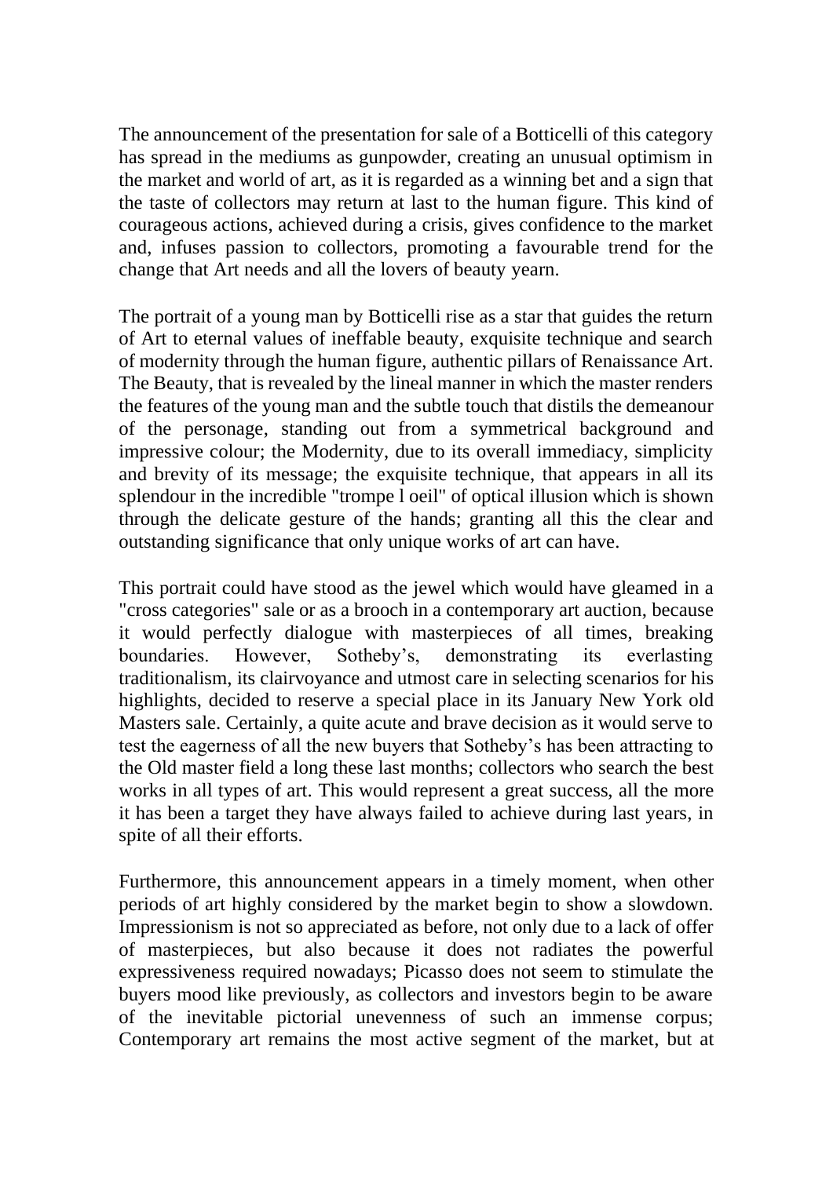The announcement of the presentation for sale of a Botticelli of this category has spread in the mediums as gunpowder, creating an unusual optimism in the market and world of art, as it is regarded as a winning bet and a sign that the taste of collectors may return at last to the human figure. This kind of courageous actions, achieved during a crisis, gives confidence to the market and, infuses passion to collectors, promoting a favourable trend for the change that Art needs and all the lovers of beauty yearn.

The portrait of a young man by Botticelli rise as a star that guides the return of Art to eternal values of ineffable beauty, exquisite technique and search of modernity through the human figure, authentic pillars of Renaissance Art. The Beauty, that is revealed by the lineal manner in which the master renders the features of the young man and the subtle touch that distils the demeanour of the personage, standing out from a symmetrical background and impressive colour; the Modernity, due to its overall immediacy, simplicity and brevity of its message; the exquisite technique, that appears in all its splendour in the incredible "trompe l oeil" of optical illusion which is shown through the delicate gesture of the hands; granting all this the clear and outstanding significance that only unique works of art can have.

This portrait could have stood as the jewel which would have gleamed in a "cross categories" sale or as a brooch in a contemporary art auction, because it would perfectly dialogue with masterpieces of all times, breaking boundaries. However, Sotheby's, demonstrating its everlasting traditionalism, its clairvoyance and utmost care in selecting scenarios for his highlights, decided to reserve a special place in its January New York old Masters sale. Certainly, a quite acute and brave decision as it would serve to test the eagerness of all the new buyers that Sotheby's has been attracting to the Old master field a long these last months; collectors who search the best works in all types of art. This would represent a great success, all the more it has been a target they have always failed to achieve during last years, in spite of all their efforts.

Furthermore, this announcement appears in a timely moment, when other periods of art highly considered by the market begin to show a slowdown. Impressionism is not so appreciated as before, not only due to a lack of offer of masterpieces, but also because it does not radiates the powerful expressiveness required nowadays; Picasso does not seem to stimulate the buyers mood like previously, as collectors and investors begin to be aware of the inevitable pictorial unevenness of such an immense corpus; Contemporary art remains the most active segment of the market, but at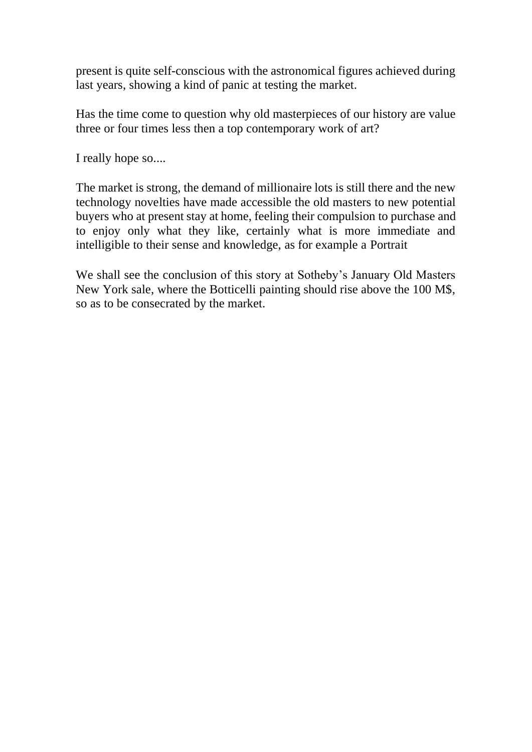present is quite self-conscious with the astronomical figures achieved during last years, showing a kind of panic at testing the market.

Has the time come to question why old masterpieces of our history are value three or four times less then a top contemporary work of art?

I really hope so....

The market is strong, the demand of millionaire lots is still there and the new technology novelties have made accessible the old masters to new potential buyers who at present stay at home, feeling their compulsion to purchase and to enjoy only what they like, certainly what is more immediate and intelligible to their sense and knowledge, as for example a Portrait

We shall see the conclusion of this story at Sotheby's January Old Masters New York sale, where the Botticelli painting should rise above the 100 M$, so as to be consecrated by the market.